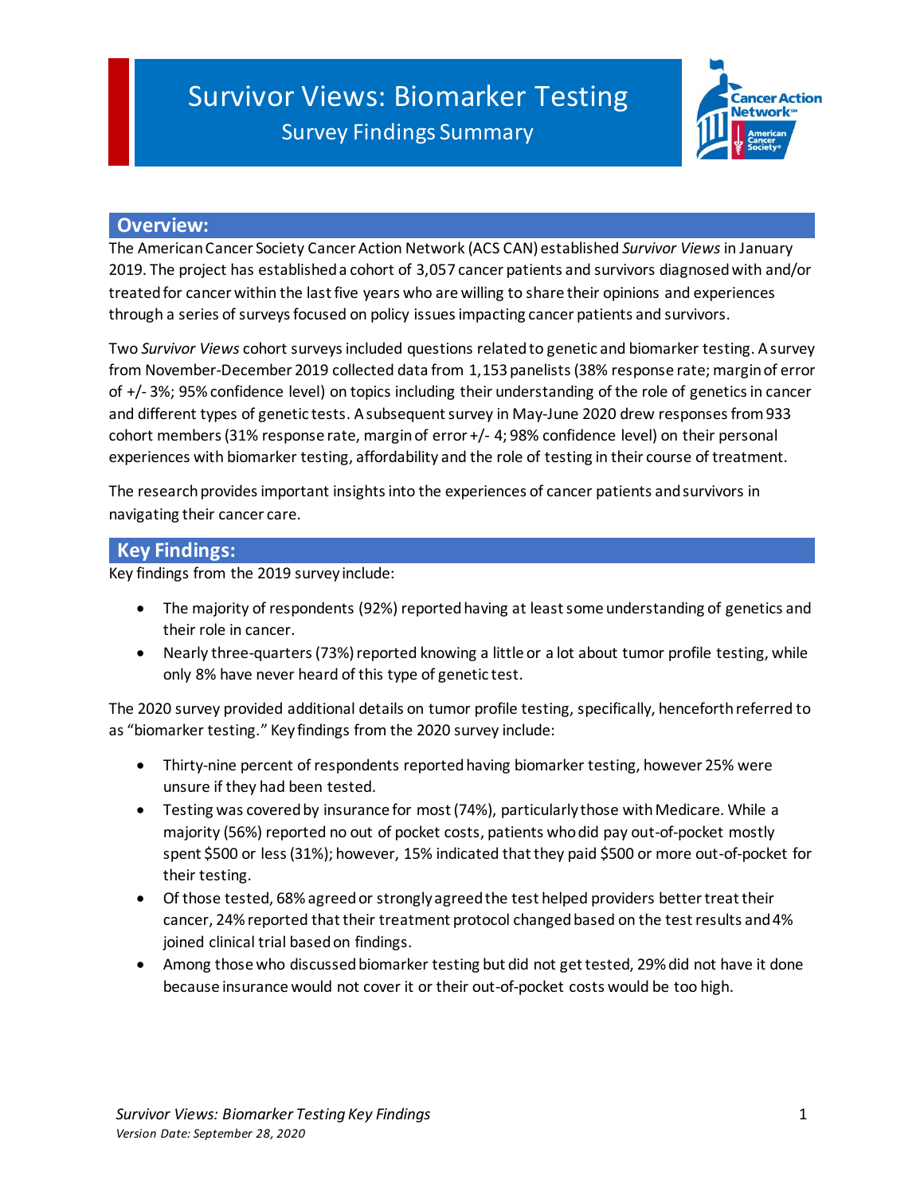# Survivor Views: Biomarker Testing

## Survey Findings Summary

## Overview:

The American Cancer Society Cancer Action Network (ACS CAN) established *Survivor Views* in January 2019. The project has established a cohort of 3,057 cancer patients and survivors diagnosed with and/or treated for cancer within the last five years who are willing to share their opinions and experiences through a series of surveys focused on policy issues impacting cancer patients and survivors.

Two *Survivor Views* cohort surveys included questions related to genetic and biomarker testing. A survey from November-December 2019 collected data from 1,153 panelists (38% response rate; margin of error of +/- 3%; 95% confidence level) on topics including their understanding of the role of genetics in cancer and different types of genetic tests. A subsequent survey in May-June 2020 drew responses from 933 cohort members (31% response rate, margin of error +/- 4; 98% confidence level) on their personal experiences with biomarker testing, affordability and the role of testing in their course of treatment.

The research provides important insights into the experiences of cancer patients and survivors in navigating their cancer care.

## Key Findings:

Key findings from the 2019 survey include:

- The majority of respondents (92%) reported having at least some understanding of genetics and their role in cancer.
- Nearly three-quarters (73%) reported knowing a little or a lot about tumor profile testing, while only 8% have never heard of this type of genetic test.

The 2020 survey provided additional details on tumor profile testing, specifically, henceforth referred to as "biomarker testing." Key findings from the 2020 survey include:

- Thirty-nine percent of respondents reported having biomarker testing, however 25% were unsure if they had been tested.
- Testing was covered by insurance for most (74%), particularly those with Medicare. While a majority (56%) reported no out of pocket costs, patients who did pay out-of-pocket mostly spent $500 or less (31%); however, 15% indicated that they paid $500 or more out-of-pocket for their testing.
- Of those tested, 68% agreed or strongly agreed the test helped providers better treat their cancer, 24% reported that their treatment protocol changed based on the test results and 4% joined clinical trial based on findings.
- Among those who discussed biomarker testing but did not get tested, 29% did not have it done because insurance would not cover it or their out-of-pocket costs would be too high.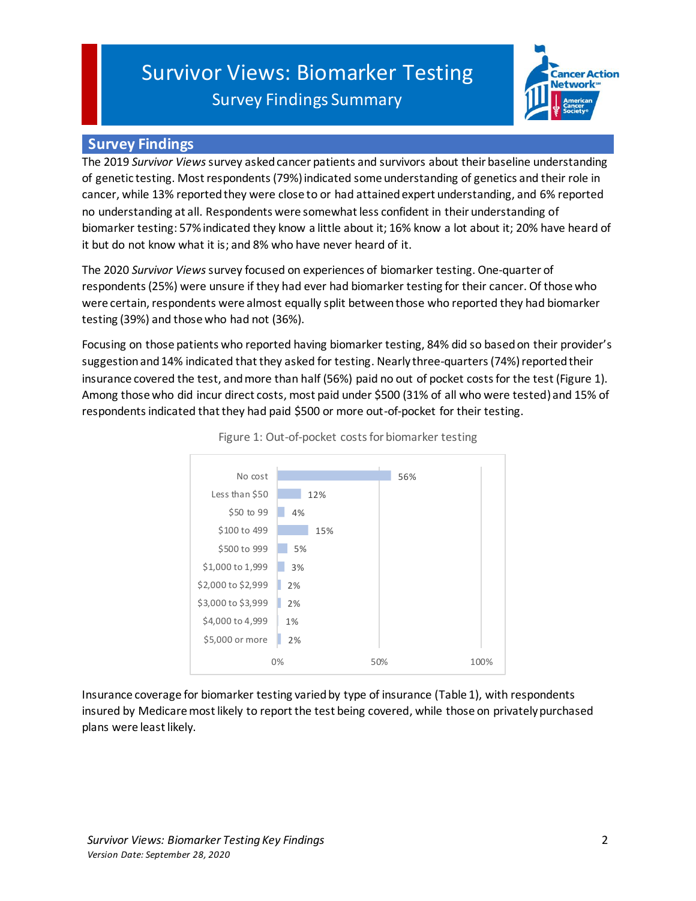# Survivor Views: Biomarker Testing

## Survey Findings Summary

## Survey Findings

The 2019 *Survivor Views* survey asked cancer patients and survivors about their baseline understanding of genetic testing. Most respondents (79%) indicated some understanding of genetics and their role in cancer, while 13% reported they were close to or had attained expert understanding, and 6% reported no understanding at all. Respondents were somewhat less confident in their understanding of biomarker testing: 57% indicated they know a little about it; 16% know a lot about it; 20% have heard of it but do not know what it is; and 8% who have never heard of it.

The 2020 *Survivor Views* survey focused on experiences of biomarker testing. One-quarter of respondents (25%) were unsure if they had ever had biomarker testing for their cancer. Of those who were certain, respondents were almost equally split between those who reported they had biomarker testing (39%) and those who had not (36%).

Focusing on those patients who reported having biomarker testing, 84% did so based on their provider's suggestion and 14% indicated that they asked for testing. Nearly three-quarters (74%) reported their insurance covered the test, and more than half (56%) paid no out of pocket costs for the test (Figure 1). Among those who did incur direct costs, most paid under $500 (31% of all who were tested) and 15% of respondents indicated that they had paid $500 or more out-of-pocket for their testing.

Figure 1: Out-of-pocket costs for biomarker testing

| Out-of-pocket cost | Percent |
|---|---|
| No cost | 56% |
| Less than $50 | 12% |
| $50 to 99 | 4% |
| $100 to 499 | 15% |
| $500 to 999 | 5% |
| $1,000 to 1,999 | 3% |
| $2,000 to $2,999 | 2% |
| $3,000 to $3,999 | 2% |
| $4,000 to 4,999 | 1% |
| $5,000 or more | 2% |

Insurance coverage for biomarker testing varied by type of insurance (Table 1), with respondents insured by Medicare most likely to report the test being covered, while those on privately purchased plans were least likely.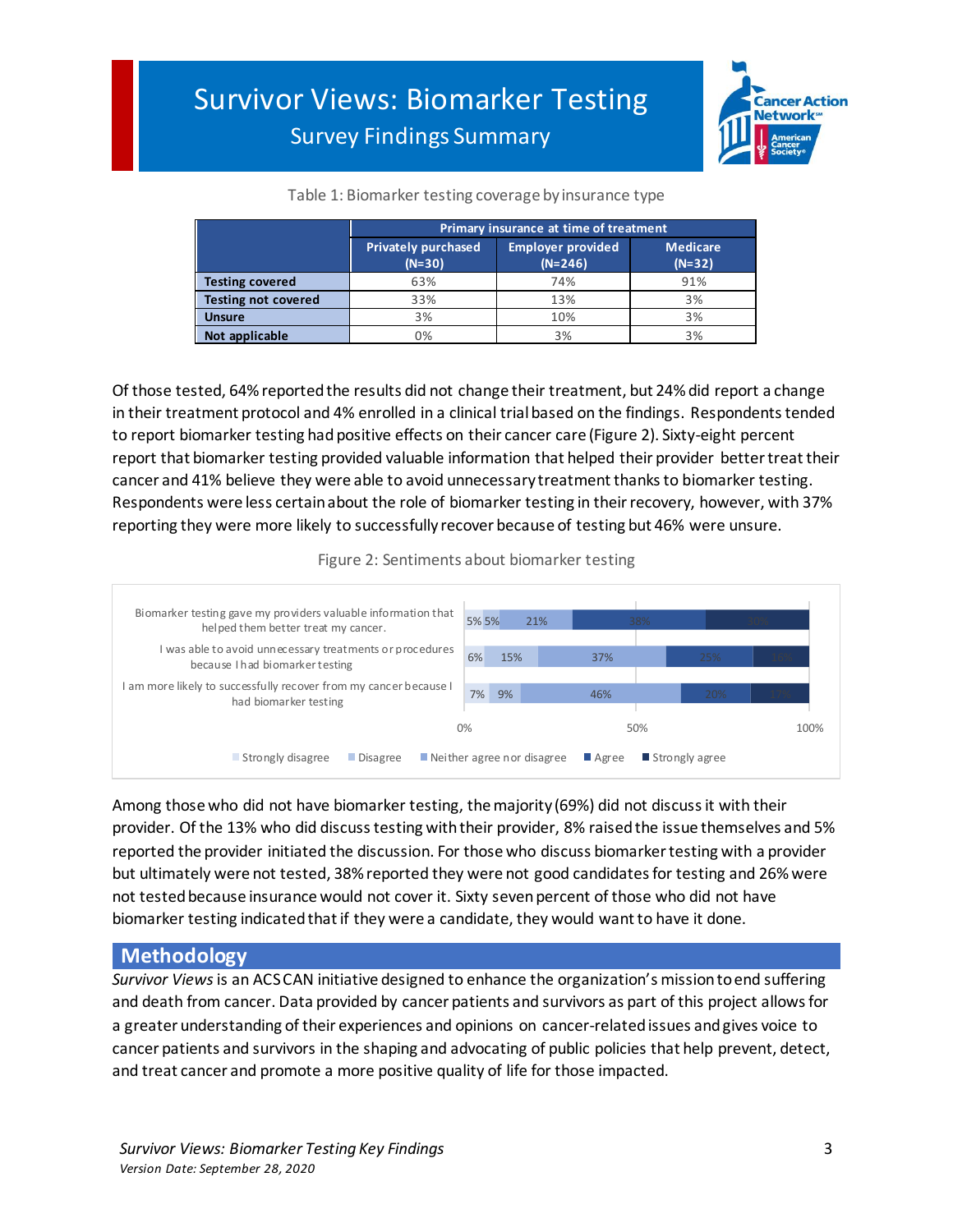# Survivor Views: Biomarker Testing

## Survey Findings Summary

Table 1: Biomarker testing coverage by insurance type

| | Primary insurance at time of treatment | | |
|---|---|---|---|
| | Privately purchased (N=30) | Employer provided (N=246) | Medicare (N=32) |
| **Testing covered** | 63% | 74% | 91% |
| **Testing not covered** | 33% | 13% | 3% |
| **Unsure** | 3% | 10% | 3% |
| **Not applicable** | 0% | 3% | 3% |

Of those tested, 64% reported the results did not change their treatment, but 24% did report a change in their treatment protocol and 4% enrolled in a clinical trial based on the findings. Respondents tended to report biomarker testing had positive effects on their cancer care (Figure 2). Sixty-eight percent report that biomarker testing provided valuable information that helped their provider better treat their cancer and 41% believe they were able to avoid unnecessary treatment thanks to biomarker testing. Respondents were less certain about the role of biomarker testing in their recovery, however, with 37% reporting they were more likely to successfully recover because of testing but 46% were unsure.

Figure 2: Sentiments about biomarker testing

| | Strongly disagree | Disagree | Neither agree nor disagree | Agree | Strongly agree |
|---|---|---|---|---|---|
| Biomarker testing gave my providers valuable information that helped them better treat my cancer. | 5% | 5% | 21% | 38% | 30% |
| I was able to avoid unnecessary treatments or procedures because I had biomarker testing | 6% | 15% | 37% | 25% | 16% |
| I am more likely to successfully recover from my cancer because I had biomarker testing | 7% | 9% | 46% | 20% | 17% |

Among those who did not have biomarker testing, the majority (69%) did not discuss it with their provider. Of the 13% who did discuss testing with their provider, 8% raised the issue themselves and 5% reported the provider initiated the discussion. For those who discuss biomarker testing with a provider but ultimately were not tested, 38% reported they were not good candidates for testing and 26% were not tested because insurance would not cover it. Sixty seven percent of those who did not have biomarker testing indicated that if they were a candidate, they would want to have it done.

## Methodology

*Survivor Views* is an ACS CAN initiative designed to enhance the organization's mission to end suffering and death from cancer. Data provided by cancer patients and survivors as part of this project allows for a greater understanding of their experiences and opinions on cancer-related issues and gives voice to cancer patients and survivors in the shaping and advocating of public policies that help prevent, detect, and treat cancer and promote a more positive quality of life for those impacted.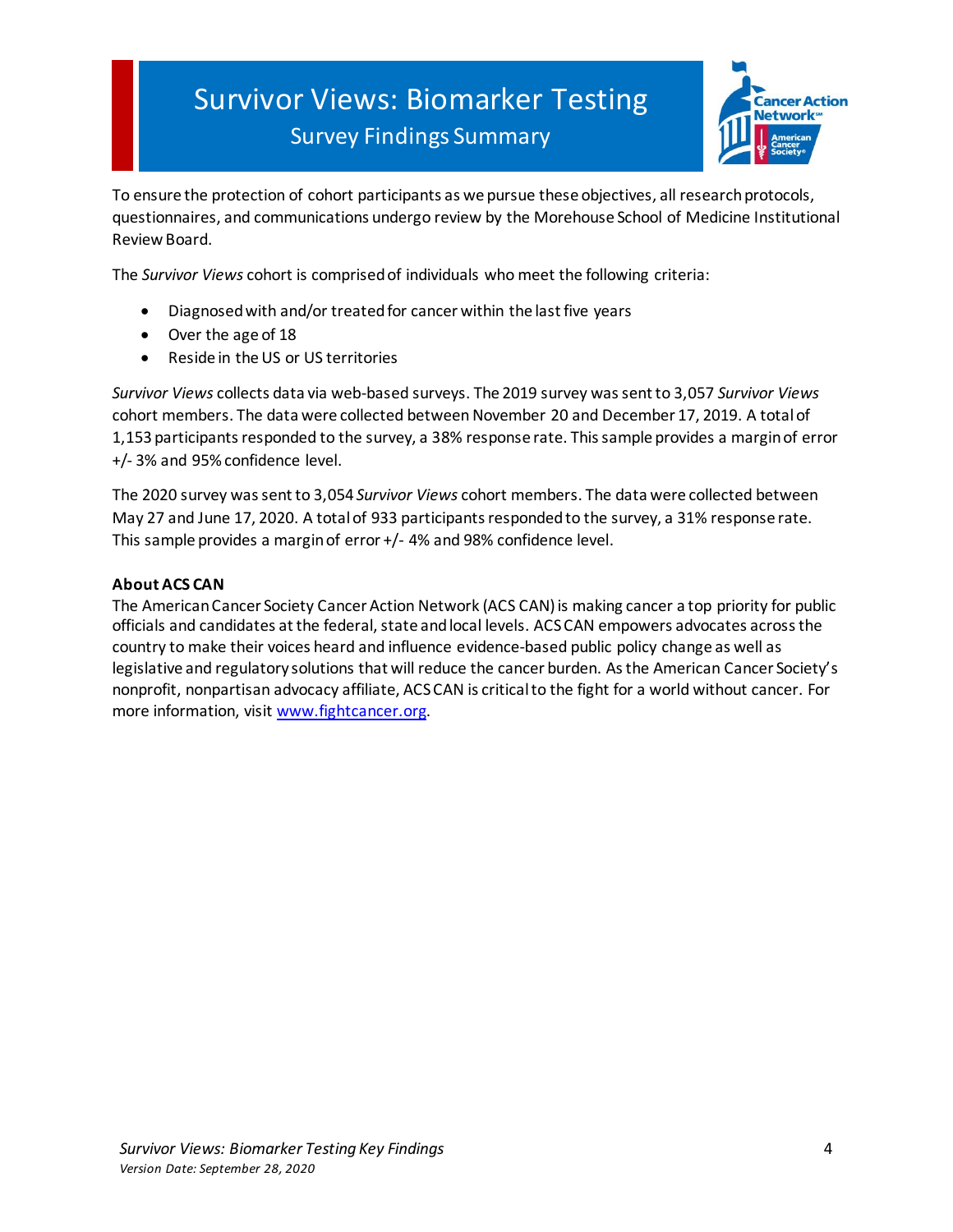To ensure the protection of cohort participants as we pursue these objectives, all research protocols, questionnaires, and communications undergo review by the Morehouse School of Medicine Institutional Review Board.

The *Survivor Views* cohort is comprised of individuals who meet the following criteria:

- Diagnosed with and/or treated for cancer within the last five years
- Over the age of 18
- Reside in the US or US territories

*Survivor Views* collects data via web-based surveys. The 2019 survey was sent to 3,057 *Survivor Views* cohort members. The data were collected between November 20 and December 17, 2019. A total of 1,153 participants responded to the survey, a 38% response rate. This sample provides a margin of error +/- 3% and 95% confidence level.

The 2020 survey was sent to 3,054 *Survivor Views* cohort members. The data were collected between May 27 and June 17, 2020. A total of 933 participants responded to the survey, a 31% response rate. This sample provides a margin of error +/- 4% and 98% confidence level.

**About ACS CAN**

The American Cancer Society Cancer Action Network (ACS CAN) is making cancer a top priority for public officials and candidates at the federal, state and local levels. ACS CAN empowers advocates across the country to make their voices heard and influence evidence-based public policy change as well as legislative and regulatory solutions that will reduce the cancer burden. As the American Cancer Society's nonprofit, nonpartisan advocacy affiliate, ACS CAN is critical to the fight for a world without cancer. For more information, visit [www.fightcancer.org](http://www.fightcancer.org).